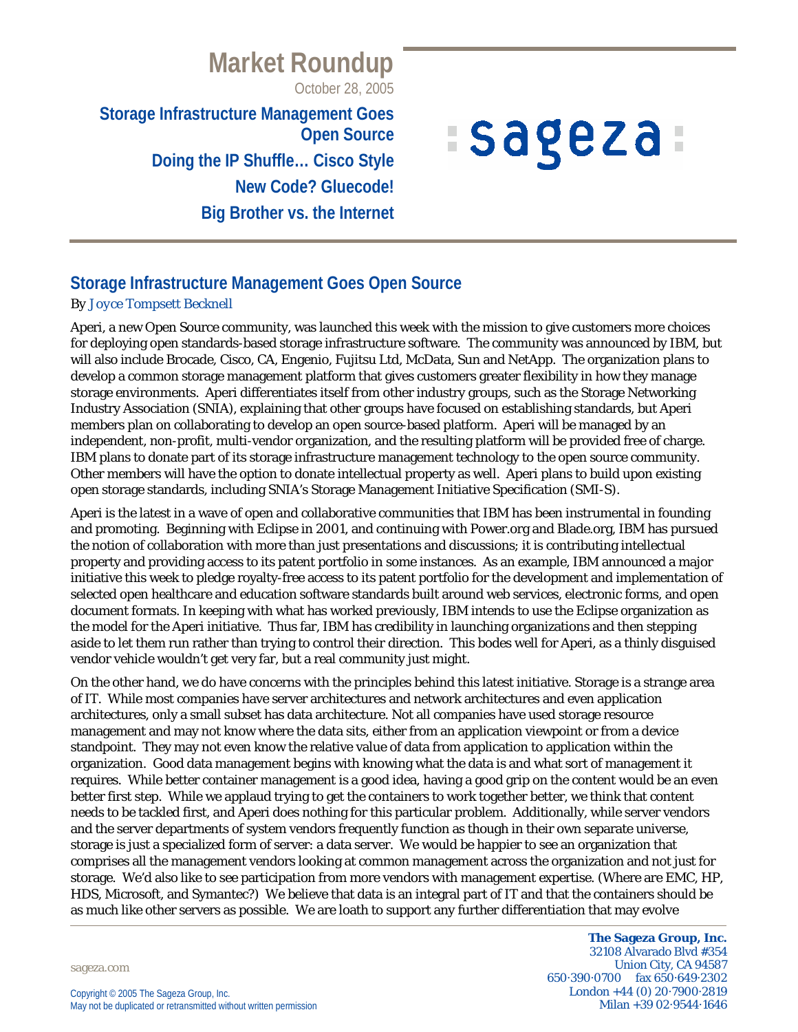# Market Roundup

October 28, 2005

**Storage Infrastructure Management Goes Open Source**

**Doing the IP Shuffle… Cisco Style**

**New Code? Gluecode!**

**Big Brother vs. the Internet**

## Storage Infrastructure Management Goes Open Source

By Joyce Tompsett Becknell

Aperi, a new Open Source community, was launched this week with the mission to give customers more choices for deploying open standards-based storage infrastructure software. The community was announced by IBM, but will also include Brocade, Cisco, CA, Engenio, Fujitsu Ltd, McData, Sun and NetApp. The organization plans to develop a common storage management platform that gives customers greater flexibility in how they manage storage environments. Aperi differentiates itself from other industry groups, such as the Storage Networking Industry Association (SNIA), explaining that other groups have focused on establishing standards, but Aperi members plan on collaborating to develop an open source-based platform. Aperi will be managed by an independent, non-profit, multi-vendor organization, and the resulting platform will be provided free of charge. IBM plans to donate part of its storage infrastructure management technology to the open source community. Other members will have the option to donate intellectual property as well. Aperi plans to build upon existing open storage standards, including SNIA's Storage Management Initiative Specification (SMI-S).

Aperi is the latest in a wave of open and collaborative communities that IBM has been instrumental in founding and promoting. Beginning with Eclipse in 2001, and continuing with Power.org and Blade.org, IBM has pursued the notion of collaboration with more than just presentations and discussions; it is contributing intellectual property and providing access to its patent portfolio in some instances. As an example, IBM announced a major initiative this week to pledge royalty-free access to its patent portfolio for the development and implementation of selected open healthcare and education software standards built around web services, electronic forms, and open document formats. In keeping with what has worked previously, IBM intends to use the Eclipse organization as the model for the Aperi initiative. Thus far, IBM has credibility in launching organizations and then stepping aside to let them run rather than trying to control their direction. This bodes well for Aperi, as a thinly disguised vendor vehicle wouldn't get very far, but a real community just might.

On the other hand, we do have concerns with the principles behind this latest initiative. Storage is a strange area of IT. While most companies have server architectures and network architectures and even application architectures, only a small subset has data architecture. Not all companies have used storage resource management and may not know where the data sits, either from an application viewpoint or from a device standpoint. They may not even know the relative value of data from application to application within the organization. Good data management begins with knowing what the data is and what sort of management it requires. While better container management is a good idea, having a good grip on the content would be an even better first step. While we applaud trying to get the containers to work together better, we think that content needs to be tackled first, and Aperi does nothing for this particular problem. Additionally, while server vendors and the server departments of system vendors frequently function as though in their own separate universe, storage is just a specialized form of server: a data server. We would be happier to see an organization that comprises all the management vendors looking at common management across the organization and not just for storage. We'd also like to see participation from more vendors with management expertise. (Where are EMC, HP, HDS, Microsoft, and Symantec?) We believe that data is an integral part of IT and that the containers should be as much like other servers as possible. We are loath to support any further differentiation that may evolve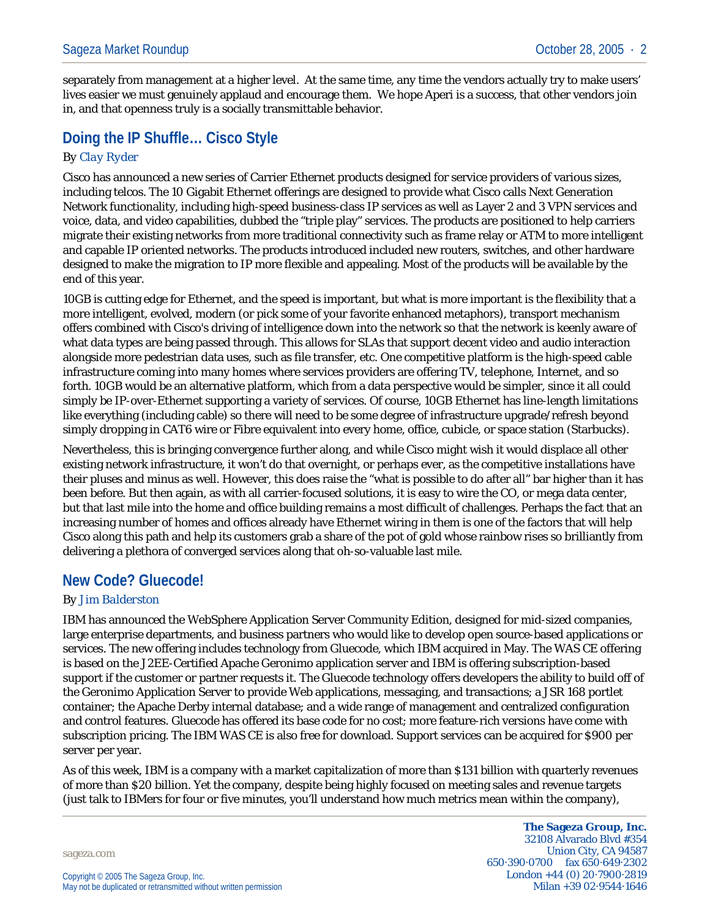separately from management at a higher level. At the same time, any time the vendors actually try to make users' lives easier we must genuinely applaud and encourage them. We hope Aperi is a success, that other vendors join in, and that openness truly is a socially transmittable behavior.

## Doing the IP Shuffle… Cisco Style

By *Clay Ryder*

Cisco has announced a new series of Carrier Ethernet products designed for service providers of various sizes, including telcos. The 10 Gigabit Ethernet offerings are designed to provide what Cisco calls Next Generation Network functionality, including high-speed business-class IP services as well as Layer 2 and 3 VPN services and voice, data, and video capabilities, dubbed the "triple play" services. The products are positioned to help carriers migrate their existing networks from more traditional connectivity such as frame relay or ATM to more intelligent and capable IP oriented networks. The products introduced included new routers, switches, and other hardware designed to make the migration to IP more flexible and appealing. Most of the products will be available by the end of this year.

10GB is cutting edge for Ethernet, and the speed is important, but what is more important is the flexibility that a more intelligent, evolved, modern (or pick some of your favorite enhanced metaphors), transport mechanism offers combined with Cisco's driving of intelligence down into the network so that the network is keenly aware of what data types are being passed through. This allows for SLAs that support decent video and audio interaction alongside more pedestrian data uses, such as file transfer, etc. One competitive platform is the high-speed cable infrastructure coming into many homes where services providers are offering TV, telephone, Internet, and so forth. 10GB would be an alternative platform, which from a data perspective would be simpler, since it all could simply be IP-over-Ethernet supporting a variety of services. Of course, 10GB Ethernet has line-length limitations like everything (including cable) so there will need to be some degree of infrastructure upgrade/refresh beyond simply dropping in CAT6 wire or Fibre equivalent into every home, office, cubicle, or space station (Starbucks).

Nevertheless, this is bringing convergence further along, and while Cisco might wish it would displace all other existing network infrastructure, it won't do that overnight, or perhaps ever, as the competitive installations have their pluses and minus as well. However, this does raise the "what is possible to do after all" bar higher than it has been before. But then again, as with all carrier-focused solutions, it is easy to wire the CO, or mega data center, but that last mile into the home and office building remains a most difficult of challenges. Perhaps the fact that an increasing number of homes and offices already have Ethernet wiring in them is one of the factors that will help Cisco along this path and help its customers grab a share of the pot of gold whose rainbow rises so brilliantly from delivering a plethora of converged services along that oh-so-valuable last mile.

## New Code? Gluecode!

By *Jim Balderston*

IBM has announced the WebSphere Application Server Community Edition, designed for mid-sized companies, large enterprise departments, and business partners who would like to develop open source-based applications or services. The new offering includes technology from Gluecode, which IBM acquired in May. The WAS CE offering is based on the J2EE-Certified Apache Geronimo application server and IBM is offering subscription-based support if the customer or partner requests it. The Gluecode technology offers developers the ability to build off of the Geronimo Application Server to provide Web applications, messaging, and transactions; a JSR 168 portlet container; the Apache Derby internal database; and a wide range of management and centralized configuration and control features. Gluecode has offered its base code for no cost; more feature-rich versions have come with subscription pricing. The IBM WAS CE is also free for download. Support services can be acquired for $900 per server per year.

As of this week, IBM is a company with a market capitalization of more than $131 billion with quarterly revenues of more than $20 billion. Yet the company, despite being highly focused on meeting sales and revenue targets (just talk to IBMers for four or five minutes, you'll understand how much metrics mean within the company),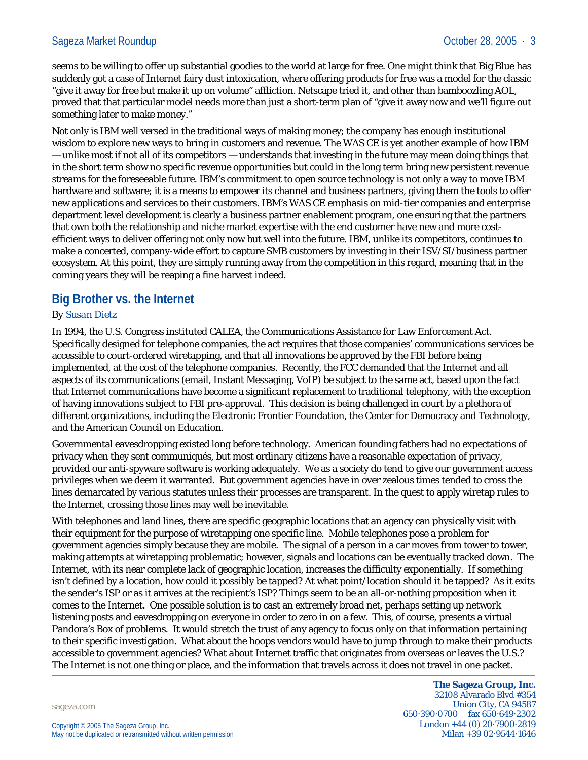seems to be willing to offer up substantial goodies to the world at large for free. One might think that Big Blue has suddenly got a case of Internet fairy dust intoxication, where offering products for free was a model for the classic “give it away for free but make it up on volume” affliction. Netscape tried it, and other than bamboozling AOL, proved that that particular model needs more than just a short-term plan of “give it away now and we'll figure out something later to make money.”

Not only is IBM well versed in the traditional ways of making money; the company has enough institutional wisdom to explore new ways to bring in customers and revenue. The WAS CE is yet another example of how IBM — unlike most if not all of its competitors — understands that investing in the future may mean doing things that in the short term show no specific revenue opportunities but could in the long term bring new persistent revenue streams for the foreseeable future. IBM's commitment to open source technology is not only a way to move IBM hardware and software; it is a means to empower its channel and business partners, giving them the tools to offer new applications and services to their customers. IBM's WAS CE emphasis on mid-tier companies and enterprise department level development is clearly a business partner enablement program, one ensuring that the partners that own both the relationship and niche market expertise with the end customer have new and more cost-efficient ways to deliver offering not only now but well into the future. IBM, unlike its competitors, continues to make a concerted, company-wide effort to capture SMB customers by investing in their ISV/SI/business partner ecosystem. At this point, they are simply running away from the competition in this regard, meaning that in the coming years they will be reaping a fine harvest indeed.

## Big Brother vs. the Internet

By Susan Dietz

In 1994, the U.S. Congress instituted CALEA, the Communications Assistance for Law Enforcement Act. Specifically designed for telephone companies, the act requires that those companies' communications services be accessible to court-ordered wiretapping, and that all innovations be approved by the FBI before being implemented, at the cost of the telephone companies. Recently, the FCC demanded that the Internet and all aspects of its communications (email, Instant Messaging, VoIP) be subject to the same act, based upon the fact that Internet communications have become a significant replacement to traditional telephony, with the exception of having innovations subject to FBI pre-approval. This decision is being challenged in court by a plethora of different organizations, including the Electronic Frontier Foundation, the Center for Democracy and Technology, and the American Council on Education.

Governmental eavesdropping existed long before technology. American founding fathers had no expectations of privacy when they sent communiqués, but most ordinary citizens have a reasonable expectation of privacy, provided our anti-spyware software is working adequately. We as a society do tend to give our government access privileges when we deem it warranted. But government agencies have in over zealous times tended to cross the lines demarcated by various statutes unless their processes are transparent. In the quest to apply wiretap rules to the Internet, crossing those lines may well be inevitable.

With telephones and land lines, there are specific geographic locations that an agency can physically visit with their equipment for the purpose of wiretapping one specific line. Mobile telephones pose a problem for government agencies simply because they are mobile. The signal of a person in a car moves from tower to tower, making attempts at wiretapping problematic; however, signals and locations can be eventually tracked down. The Internet, with its near complete lack of geographic location, increases the difficulty exponentially. If something isn't defined by a location, how could it possibly be tapped? At what point/location should it be tapped? As it exits the sender's ISP or as it arrives at the recipient's ISP? Things seem to be an all-or-nothing proposition when it comes to the Internet. One possible solution is to cast an extremely broad net, perhaps setting up network listening posts and eavesdropping on everyone in order to zero in on a few. This, of course, presents a virtual Pandora's Box of problems. It would stretch the trust of any agency to focus only on that information pertaining to their specific investigation. What about the hoops vendors would have to jump through to make their products accessible to government agencies? What about Internet traffic that originates from overseas or leaves the U.S.? The Internet is not one thing or place, and the information that travels across it does not travel in one packet.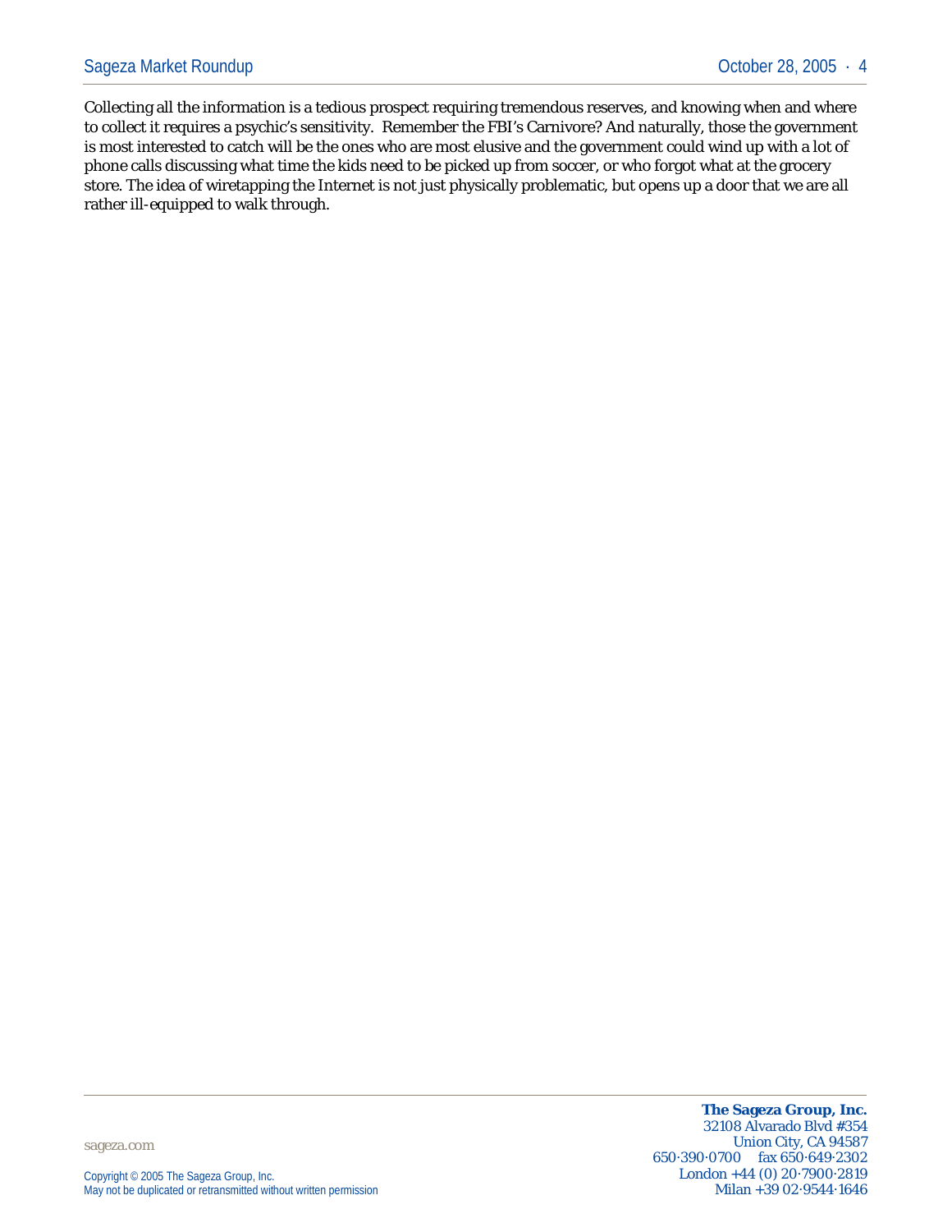Collecting all the information is a tedious prospect requiring tremendous reserves, and knowing when and where to collect it requires a psychic's sensitivity. Remember the FBI's Carnivore? And naturally, those the government is most interested to catch will be the ones who are most elusive and the government could wind up with a lot of phone calls discussing what time the kids need to be picked up from soccer, or who forgot what at the grocery store. The idea of wiretapping the Internet is not just physically problematic, but opens up a door that we are all rather ill-equipped to walk through.